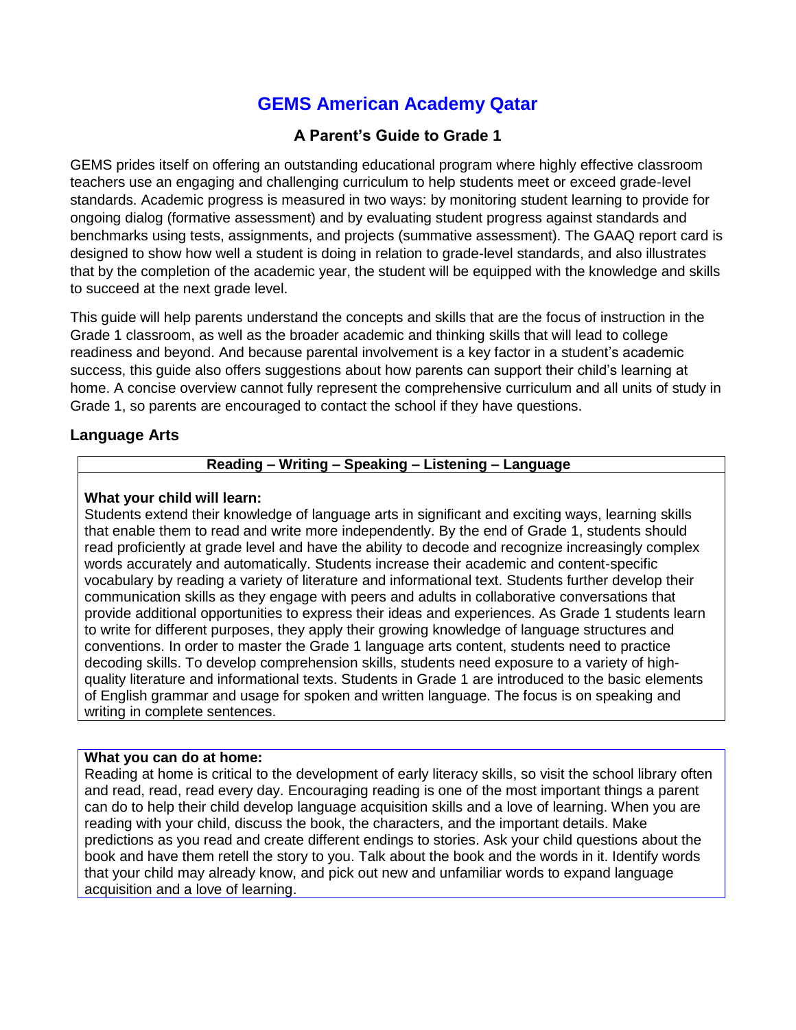# GEMS American Academy Qatar

## A Parent's Guide to Grade 1

GEMS prides itself on offering an outstanding educational program where highly effective classroom teachers use an engaging and challenging curriculum to help students meet or exceed grade-level standards. Academic progress is measured in two ways: by monitoring student learning to provide for ongoing dialog (formative assessment) and by evaluating student progress against standards and benchmarks using tests, assignments, and projects (summative assessment). The GAAQ report card is designed to show how well a student is doing in relation to grade-level standards, and also illustrates that by the completion of the academic year, the student will be equipped with the knowledge and skills to succeed at the next grade level.

This guide will help parents understand the concepts and skills that are the focus of instruction in the Grade 1 classroom, as well as the broader academic and thinking skills that will lead to college readiness and beyond. And because parental involvement is a key factor in a student's academic success, this guide also offers suggestions about how parents can support their child's learning at home. A concise overview cannot fully represent the comprehensive curriculum and all units of study in Grade 1, so parents are encouraged to contact the school if they have questions.

### Language Arts

| Reading – Writing – Speaking – Listening – Language |
|---|
| **What your child will learn:**<br>Students extend their knowledge of language arts in significant and exciting ways, learning skills that enable them to read and write more independently. By the end of Grade 1, students should read proficiently at grade level and have the ability to decode and recognize increasingly complex words accurately and automatically. Students increase their academic and content-specific vocabulary by reading a variety of literature and informational text. Students further develop their communication skills as they engage with peers and adults in collaborative conversations that provide additional opportunities to express their ideas and experiences. As Grade 1 students learn to write for different purposes, they apply their growing knowledge of language structures and conventions. In order to master the Grade 1 language arts content, students need to practice decoding skills. To develop comprehension skills, students need exposure to a variety of high-quality literature and informational texts. Students in Grade 1 are introduced to the basic elements of English grammar and usage for spoken and written language. The focus is on speaking and writing in complete sentences. |

| What you can do at home: |
|---|
| Reading at home is critical to the development of early literacy skills, so visit the school library often and read, read, read every day. Encouraging reading is one of the most important things a parent can do to help their child develop language acquisition skills and a love of learning. When you are reading with your child, discuss the book, the characters, and the important details. Make predictions as you read and create different endings to stories. Ask your child questions about the book and have them retell the story to you. Talk about the book and the words in it. Identify words that your child may already know, and pick out new and unfamiliar words to expand language acquisition and a love of learning. |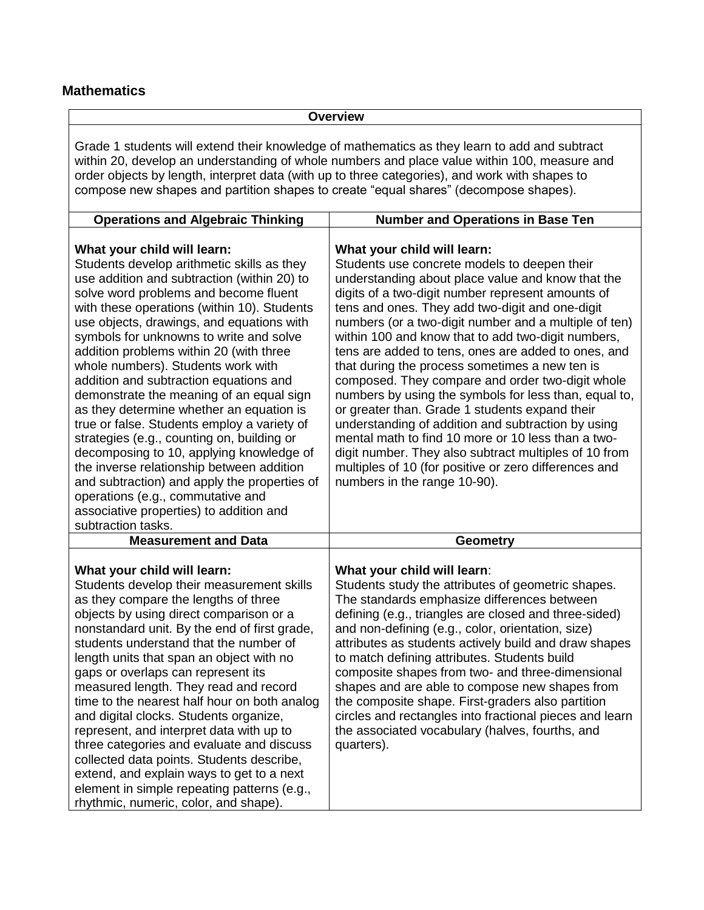## Mathematics

| Overview | |
|---|---|
| Grade 1 students will extend their knowledge of mathematics as they learn to add and subtract within 20, develop an understanding of whole numbers and place value within 100, measure and order objects by length, interpret data (with up to three categories), and work with shapes to compose new shapes and partition shapes to create "equal shares" (decompose shapes). | |
| **Operations and Algebraic Thinking** | **Number and Operations in Base Ten** |
| **What your child will learn:** Students develop arithmetic skills as they use addition and subtraction (within 20) to solve word problems and become fluent with these operations (within 10). Students use objects, drawings, and equations with symbols for unknowns to write and solve addition problems within 20 (with three whole numbers). Students work with addition and subtraction equations and demonstrate the meaning of an equal sign as they determine whether an equation is true or false. Students employ a variety of strategies (e.g., counting on, building or decomposing to 10, applying knowledge of the inverse relationship between addition and subtraction) and apply the properties of operations (e.g., commutative and associative properties) to addition and subtraction tasks. | **What your child will learn:** Students use concrete models to deepen their understanding about place value and know that the digits of a two-digit number represent amounts of tens and ones. They add two-digit and one-digit numbers (or a two-digit number and a multiple of ten) within 100 and know that to add two-digit numbers, tens are added to tens, ones are added to ones, and that during the process sometimes a new ten is composed. They compare and order two-digit whole numbers by using the symbols for less than, equal to, or greater than. Grade 1 students expand their understanding of addition and subtraction by using mental math to find 10 more or 10 less than a two-digit number. They also subtract multiples of 10 from multiples of 10 (for positive or zero differences and numbers in the range 10-90). |
| **Measurement and Data** | **Geometry** |
| **What your child will learn:** Students develop their measurement skills as they compare the lengths of three objects by using direct comparison or a nonstandard unit. By the end of first grade, students understand that the number of length units that span an object with no gaps or overlaps can represent its measured length. They read and record time to the nearest half hour on both analog and digital clocks. Students organize, represent, and interpret data with up to three categories and evaluate and discuss collected data points. Students describe, extend, and explain ways to get to a next element in simple repeating patterns (e.g., rhythmic, numeric, color, and shape). | **What your child will learn**: Students study the attributes of geometric shapes. The standards emphasize differences between defining (e.g., triangles are closed and three-sided) and non-defining (e.g., color, orientation, size) attributes as students actively build and draw shapes to match defining attributes. Students build composite shapes from two- and three-dimensional shapes and are able to compose new shapes from the composite shape. First-graders also partition circles and rectangles into fractional pieces and learn the associated vocabulary (halves, fourths, and quarters). |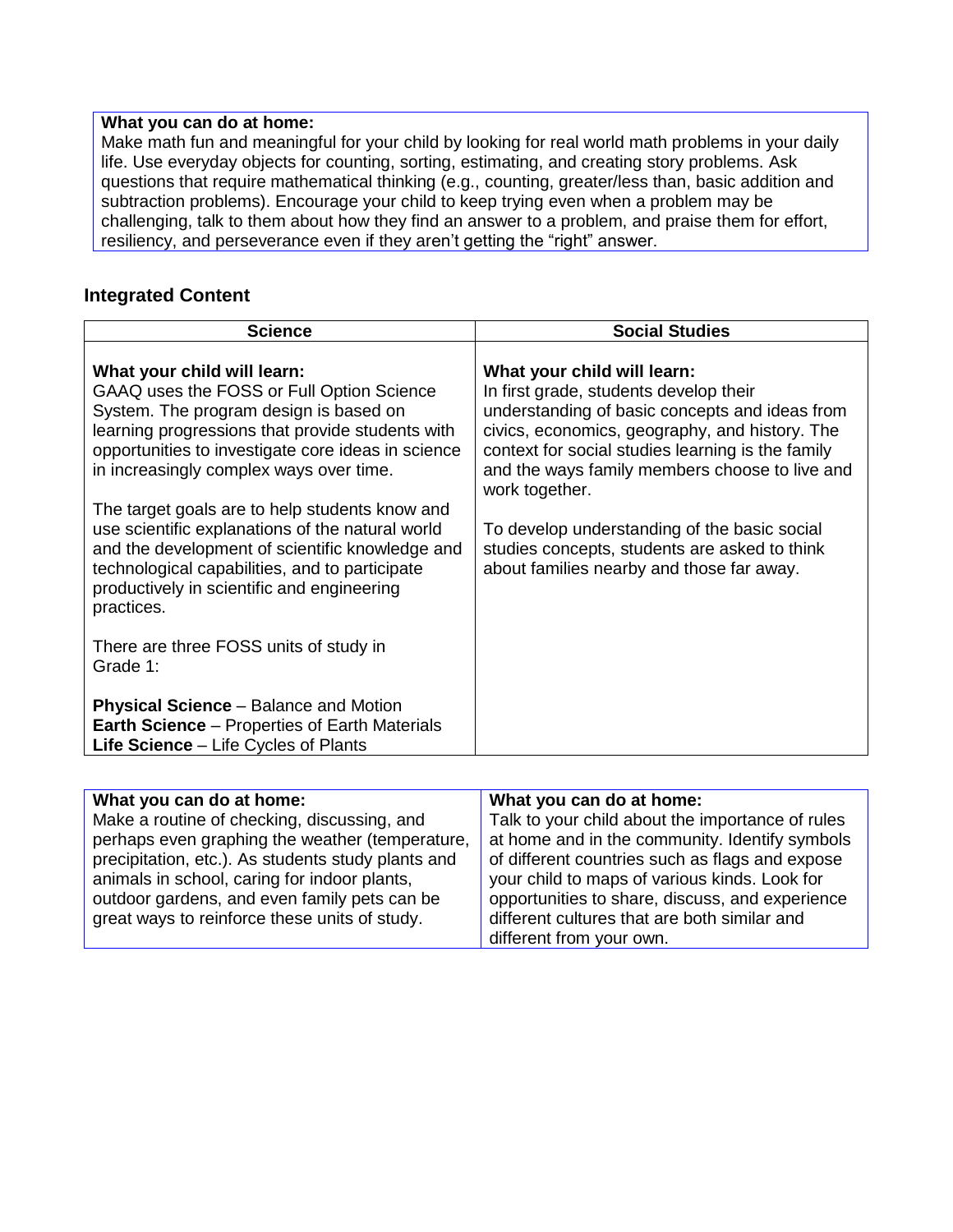**What you can do at home:**
Make math fun and meaningful for your child by looking for real world math problems in your daily life. Use everyday objects for counting, sorting, estimating, and creating story problems. Ask questions that require mathematical thinking (e.g., counting, greater/less than, basic addition and subtraction problems). Encourage your child to keep trying even when a problem may be challenging, talk to them about how they find an answer to a problem, and praise them for effort, resiliency, and perseverance even if they aren't getting the "right" answer.

## Integrated Content

| Science | Social Studies |
| --- | --- |
| **What your child will learn:** GAAQ uses the FOSS or Full Option Science System. The program design is based on learning progressions that provide students with opportunities to investigate core ideas in science in increasingly complex ways over time.<br><br>The target goals are to help students know and use scientific explanations of the natural world and the development of scientific knowledge and technological capabilities, and to participate productively in scientific and engineering practices.<br><br>There are three FOSS units of study in Grade 1:<br><br>**Physical Science** – Balance and Motion<br>**Earth Science** – Properties of Earth Materials<br>**Life Science** – Life Cycles of Plants | **What your child will learn:** In first grade, students develop their understanding of basic concepts and ideas from civics, economics, geography, and history. The context for social studies learning is the family and the ways family members choose to live and work together.<br><br>To develop understanding of the basic social studies concepts, students are asked to think about families nearby and those far away. |

| What you can do at home: | What you can do at home: |
| --- | --- |
| Make a routine of checking, discussing, and perhaps even graphing the weather (temperature, precipitation, etc.). As students study plants and animals in school, caring for indoor plants, outdoor gardens, and even family pets can be great ways to reinforce these units of study. | Talk to your child about the importance of rules at home and in the community. Identify symbols of different countries such as flags and expose your child to maps of various kinds. Look for opportunities to share, discuss, and experience different cultures that are both similar and different from your own. |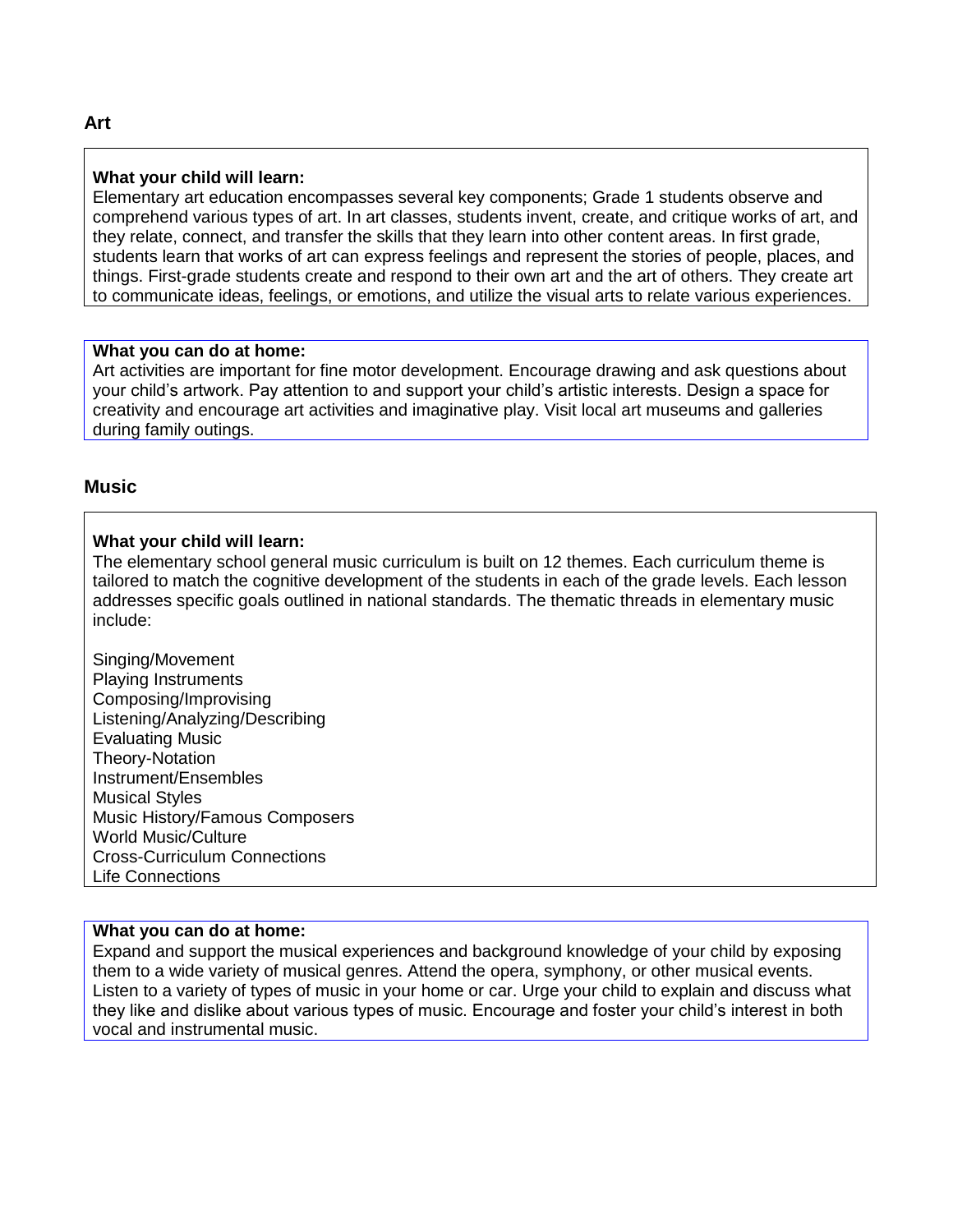## Art

**What your child will learn:**
Elementary art education encompasses several key components; Grade 1 students observe and comprehend various types of art. In art classes, students invent, create, and critique works of art, and they relate, connect, and transfer the skills that they learn into other content areas. In first grade, students learn that works of art can express feelings and represent the stories of people, places, and things. First-grade students create and respond to their own art and the art of others. They create art to communicate ideas, feelings, or emotions, and utilize the visual arts to relate various experiences.

**What you can do at home:**
Art activities are important for fine motor development. Encourage drawing and ask questions about your child's artwork. Pay attention to and support your child's artistic interests. Design a space for creativity and encourage art activities and imaginative play. Visit local art museums and galleries during family outings.

## Music

**What your child will learn:**
The elementary school general music curriculum is built on 12 themes. Each curriculum theme is tailored to match the cognitive development of the students in each of the grade levels. Each lesson addresses specific goals outlined in national standards. The thematic threads in elementary music include:

Singing/Movement
Playing Instruments
Composing/Improvising
Listening/Analyzing/Describing
Evaluating Music
Theory-Notation
Instrument/Ensembles
Musical Styles
Music History/Famous Composers
World Music/Culture
Cross-Curriculum Connections
Life Connections

**What you can do at home:**
Expand and support the musical experiences and background knowledge of your child by exposing them to a wide variety of musical genres. Attend the opera, symphony, or other musical events. Listen to a variety of types of music in your home or car. Urge your child to explain and discuss what they like and dislike about various types of music. Encourage and foster your child's interest in both vocal and instrumental music.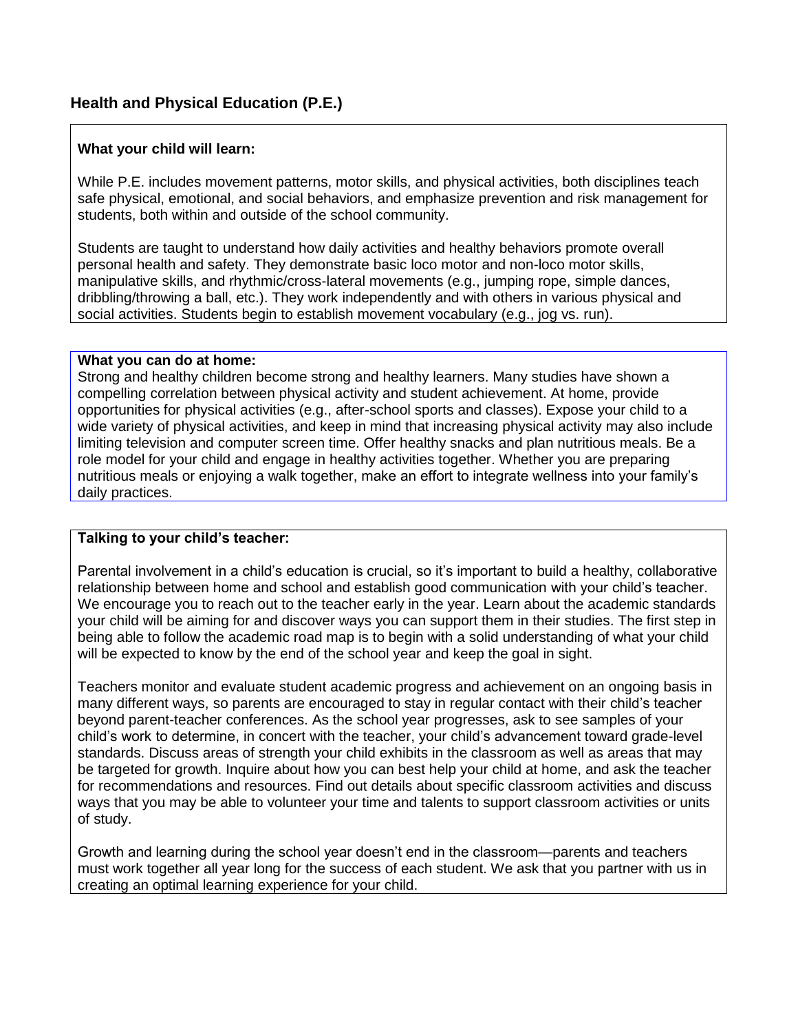## Health and Physical Education (P.E.)

**What your child will learn:**

While P.E. includes movement patterns, motor skills, and physical activities, both disciplines teach safe physical, emotional, and social behaviors, and emphasize prevention and risk management for students, both within and outside of the school community.

Students are taught to understand how daily activities and healthy behaviors promote overall personal health and safety. They demonstrate basic loco motor and non-loco motor skills, manipulative skills, and rhythmic/cross-lateral movements (e.g., jumping rope, simple dances, dribbling/throwing a ball, etc.). They work independently and with others in various physical and social activities. Students begin to establish movement vocabulary (e.g., jog vs. run).

**What you can do at home:**

Strong and healthy children become strong and healthy learners. Many studies have shown a compelling correlation between physical activity and student achievement. At home, provide opportunities for physical activities (e.g., after-school sports and classes). Expose your child to a wide variety of physical activities, and keep in mind that increasing physical activity may also include limiting television and computer screen time. Offer healthy snacks and plan nutritious meals. Be a role model for your child and engage in healthy activities together. Whether you are preparing nutritious meals or enjoying a walk together, make an effort to integrate wellness into your family's daily practices.

**Talking to your child's teacher:**

Parental involvement in a child's education is crucial, so it's important to build a healthy, collaborative relationship between home and school and establish good communication with your child's teacher. We encourage you to reach out to the teacher early in the year. Learn about the academic standards your child will be aiming for and discover ways you can support them in their studies. The first step in being able to follow the academic road map is to begin with a solid understanding of what your child will be expected to know by the end of the school year and keep the goal in sight.

Teachers monitor and evaluate student academic progress and achievement on an ongoing basis in many different ways, so parents are encouraged to stay in regular contact with their child's teacher beyond parent-teacher conferences. As the school year progresses, ask to see samples of your child's work to determine, in concert with the teacher, your child's advancement toward grade-level standards. Discuss areas of strength your child exhibits in the classroom as well as areas that may be targeted for growth. Inquire about how you can best help your child at home, and ask the teacher for recommendations and resources. Find out details about specific classroom activities and discuss ways that you may be able to volunteer your time and talents to support classroom activities or units of study.

Growth and learning during the school year doesn't end in the classroom—parents and teachers must work together all year long for the success of each student. We ask that you partner with us in creating an optimal learning experience for your child.